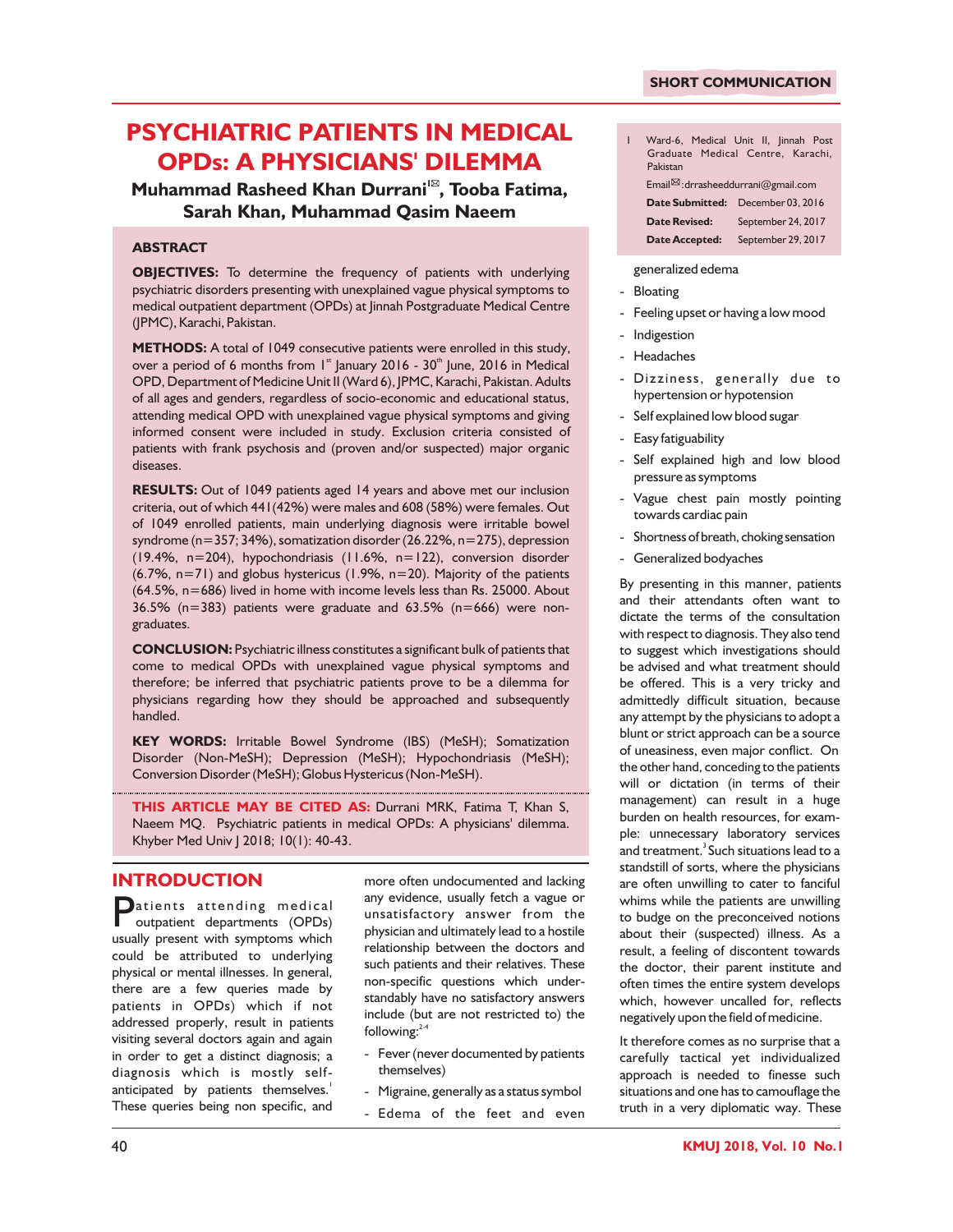SHORT COMMUNICATION

# PSYCHIATRIC PATIENTS IN MEDICAL OPDs: A PHYSICIANS' DILEMMA

**Muhammad Rasheed Khan Durrani[1✉], Tooba Fatima, Sarah Khan, Muhammad Qasim Naeem**

1 Ward-6, Medical Unit II, Jinnah Post Graduate Medical Centre, Karachi, Pakistan

Email✉:drasheeddurrani@gmail.com

**Date Submitted:** December 03, 2016
**Date Revised:** September 24, 2017
**Date Accepted:** September 29, 2017

## ABSTRACT

**OBJECTIVES:** To determine the frequency of patients with underlying psychiatric disorders presenting with unexplained vague physical symptoms to medical outpatient department (OPDs) at Jinnah Postgraduate Medical Centre (JPMC), Karachi, Pakistan.

**METHODS:** A total of 1049 consecutive patients were enrolled in this study, over a period of 6 months from 1st January 2016 - 30th June, 2016 in Medical OPD, Department of Medicine Unit II (Ward 6), JPMC, Karachi, Pakistan. Adults of all ages and genders, regardless of socio-economic and educational status, attending medical OPD with unexplained vague physical symptoms and giving informed consent were included in study. Exclusion criteria consisted of patients with frank psychosis and (proven and/or suspected) major organic diseases.

**RESULTS:** Out of 1049 patients aged 14 years and above met our inclusion criteria, out of which 441(42%) were males and 608 (58%) were females. Out of 1049 enrolled patients, main underlying diagnosis were irritable bowel syndrome (n=357; 34%), somatization disorder (26.22%, n=275), depression (19.4%, n=204), hypochondriasis (11.6%, n=122), conversion disorder (6.7%, n=71) and globus hystericus (1.9%, n=20). Majority of the patients (64.5%, n=686) lived in home with income levels less than Rs. 25000. About 36.5% (n=383) patients were graduate and 63.5% (n=666) were non-graduates.

**CONCLUSION:** Psychiatric illness constitutes a significant bulk of patients that come to medical OPDs with unexplained vague physical symptoms and therefore; be inferred that psychiatric patients prove to be a dilemma for physicians regarding how they should be approached and subsequently handled.

**KEY WORDS:** Irritable Bowel Syndrome (IBS) (MeSH); Somatization Disorder (Non-MeSH); Depression (MeSH); Hypochondriasis (MeSH); Conversion Disorder (MeSH); Globus Hystericus (Non-MeSH).

**THIS ARTICLE MAY BE CITED AS:** Durrani MRK, Fatima T, Khan S, Naeem MQ. Psychiatric patients in medical OPDs: A physicians' dilemma. Khyber Med Univ J 2018; 10(1): 40-43.

## INTRODUCTION

Patients attending medical outpatient departments (OPDs) usually present with symptoms which could be attributed to underlying physical or mental illnesses. In general, there are a few queries made by patients in OPDs) which if not addressed properly, result in patients visiting several doctors again and again in order to get a distinct diagnosis; a diagnosis which is mostly self-anticipated by patients themselves.[1] These queries being non specific, and more often undocumented and lacking any evidence, usually fetch a vague or unsatisfactory answer from the physician and ultimately lead to a hostile relationship between the doctors and such patients and their relatives. These non-specific questions which understandably have no satisfactory answers include (but are not restricted to) the following:[2-4]

- Fever (never documented by patients themselves)
- Migraine, generally as a status symbol
- Edema of the feet and even generalized edema
- Bloating
- Feeling upset or having a low mood
- Indigestion
- Headaches
- Dizziness, generally due to hypertension or hypotension
- Self explained low blood sugar
- Easy fatiguability
- Self explained high and low blood pressure as symptoms
- Vague chest pain mostly pointing towards cardiac pain
- Shortness of breath, choking sensation
- Generalized bodyaches

By presenting in this manner, patients and their attendants often want to dictate the terms of the consultation with respect to diagnosis. They also tend to suggest which investigations should be advised and what treatment should be offered. This is a very tricky and admittedly difficult situation, because any attempt by the physicians to adopt a blunt or strict approach can be a source of uneasiness, even major conflict. On the other hand, conceding to the patients will or dictation (in terms of their management) can result in a huge burden on health resources, for example: unnecessary laboratory services and treatment.[3] Such situations lead to a standstill of sorts, where the physicians are often unwilling to cater to fanciful whims while the patients are unwilling to budge on the preconceived notions about their (suspected) illness. As a result, a feeling of discontent towards the doctor, their parent institute and often times the entire system develops which, however uncalled for, reflects negatively upon the field of medicine.

It therefore comes as no surprise that a carefully tactical yet individualized approach is needed to finesse such situations and one has to camouflage the truth in a very diplomatic way. These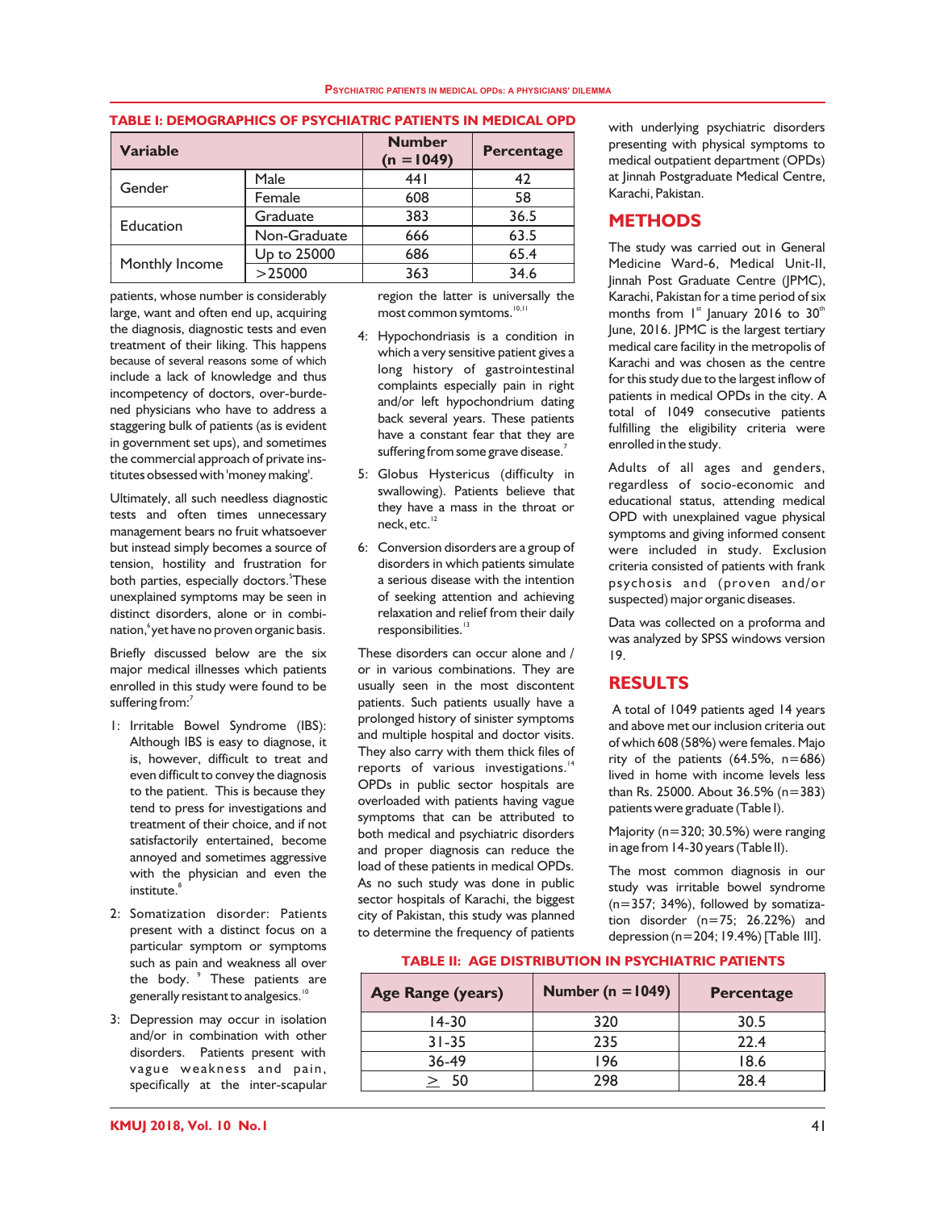**TABLE I: DEMOGRAPHICS OF PSYCHIATRIC PATIENTS IN MEDICAL OPD**

| Variable | | Number (n =1049) | Percentage |
|---|---|---|---|
| Gender | Male | 441 | 42 |
| | Female | 608 | 58 |
| Education | Graduate | 383 | 36.5 |
| | Non-Graduate | 666 | 63.5 |
| Monthly Income | Up to 25000 | 686 | 65.4 |
| | >25000 | 363 | 34.6 |

patients, whose number is considerably large, want and often end up, acquiring the diagnosis, diagnostic tests and even treatment of their liking. This happens because of several reasons some of which include a lack of knowledge and thus incompetency of doctors, over-burdened physicians who have to address a staggering bulk of patients (as is evident in government set ups), and sometimes the commercial approach of private institutes obsessed with 'money making'.

Ultimately, all such needless diagnostic tests and often times unnecessary management bears no fruit whatsoever but instead simply becomes a source of tension, hostility and frustration for both parties, especially doctors.[5] These unexplained symptoms may be seen in distinct disorders, alone or in combination,[6] yet have no proven organic basis.

Briefly discussed below are the six major medical illnesses which patients enrolled in this study were found to be suffering from:[7]

1: Irritable Bowel Syndrome (IBS): Although IBS is easy to diagnose, it is, however, difficult to treat and even difficult to convey the diagnosis to the patient. This is because they tend to press for investigations and treatment of their choice, and if not satisfactorily entertained, become annoyed and sometimes aggressive with the physician and even the institute.[8]

2: Somatization disorder: Patients present with a distinct focus on a particular symptom or symptoms such as pain and weakness all over the body.[9] These patients are generally resistant to analgesics.[10]

3: Depression may occur in isolation and/or in combination with other disorders. Patients present with vague weakness and pain, specifically at the inter-scapular region the latter is universally the most common symtoms.[10,11]

4: Hypochondriasis is a condition in which a very sensitive patient gives a long history of gastrointestinal complaints especially pain in right and/or left hypochondrium dating back several years. These patients have a constant fear that they are suffering from some grave disease.[7]

5: Globus Hystericus (difficulty in swallowing). Patients believe that they have a mass in the throat or neck, etc.[12]

6: Conversion disorders are a group of disorders in which patients simulate a serious disease with the intention of seeking attention and achieving relaxation and relief from their daily responsibilities.[13]

These disorders can occur alone and / or in various combinations. They are usually seen in the most discontent patients. Such patients usually have a prolonged history of sinister symptoms and multiple hospital and doctor visits. They also carry with them thick files of reports of various investigations.[14] OPDs in public sector hospitals are overloaded with patients having vague symptoms that can be attributed to both medical and psychiatric disorders and proper diagnosis can reduce the load of these patients in medical OPDs. As no such study was done in public sector hospitals of Karachi, the biggest city of Pakistan, this study was planned to determine the frequency of patients with underlying psychiatric disorders presenting with physical symptoms to medical outpatient department (OPDs) at Jinnah Postgraduate Medical Centre, Karachi, Pakistan.

## METHODS

The study was carried out in General Medicine Ward-6, Medical Unit-II, Jinnah Post Graduate Centre (JPMC), Karachi, Pakistan for a time period of six months from 1st January 2016 to 30th June, 2016. JPMC is the largest tertiary medical care facility in the metropolis of Karachi and was chosen as the centre for this study due to the largest inflow of patients in medical OPDs in the city. A total of 1049 consecutive patients fulfilling the eligibility criteria were enrolled in the study.

Adults of all ages and genders, regardless of socio-economic and educational status, attending medical OPD with unexplained vague physical symptoms and giving informed consent were included in study. Exclusion criteria consisted of patients with frank psychosis and (proven and/or suspected) major organic diseases.

Data was collected on a proforma and was analyzed by SPSS windows version 19.

## RESULTS

A total of 1049 patients aged 14 years and above met our inclusion criteria out of which 608 (58%) were females. Majority of the patients (64.5%, n=686) lived in home with income levels less than Rs. 25000. About 36.5% (n=383) patients were graduate (Table I).

Majority (n=320; 30.5%) were ranging in age from 14-30 years (Table II).

The most common diagnosis in our study was irritable bowel syndrome (n=357; 34%), followed by somatization disorder (n=75; 26.22%) and depression (n=204; 19.4%) [Table III].

**TABLE II: AGE DISTRIBUTION IN PSYCHIATRIC PATIENTS**

| Age Range (years) | Number (n =1049) | Percentage |
|---|---|---|
| 14-30 | 320 | 30.5 |
| 31-35 | 235 | 22.4 |
| 36-49 | 196 | 18.6 |
| $\geq$ 50 | 298 | 28.4 |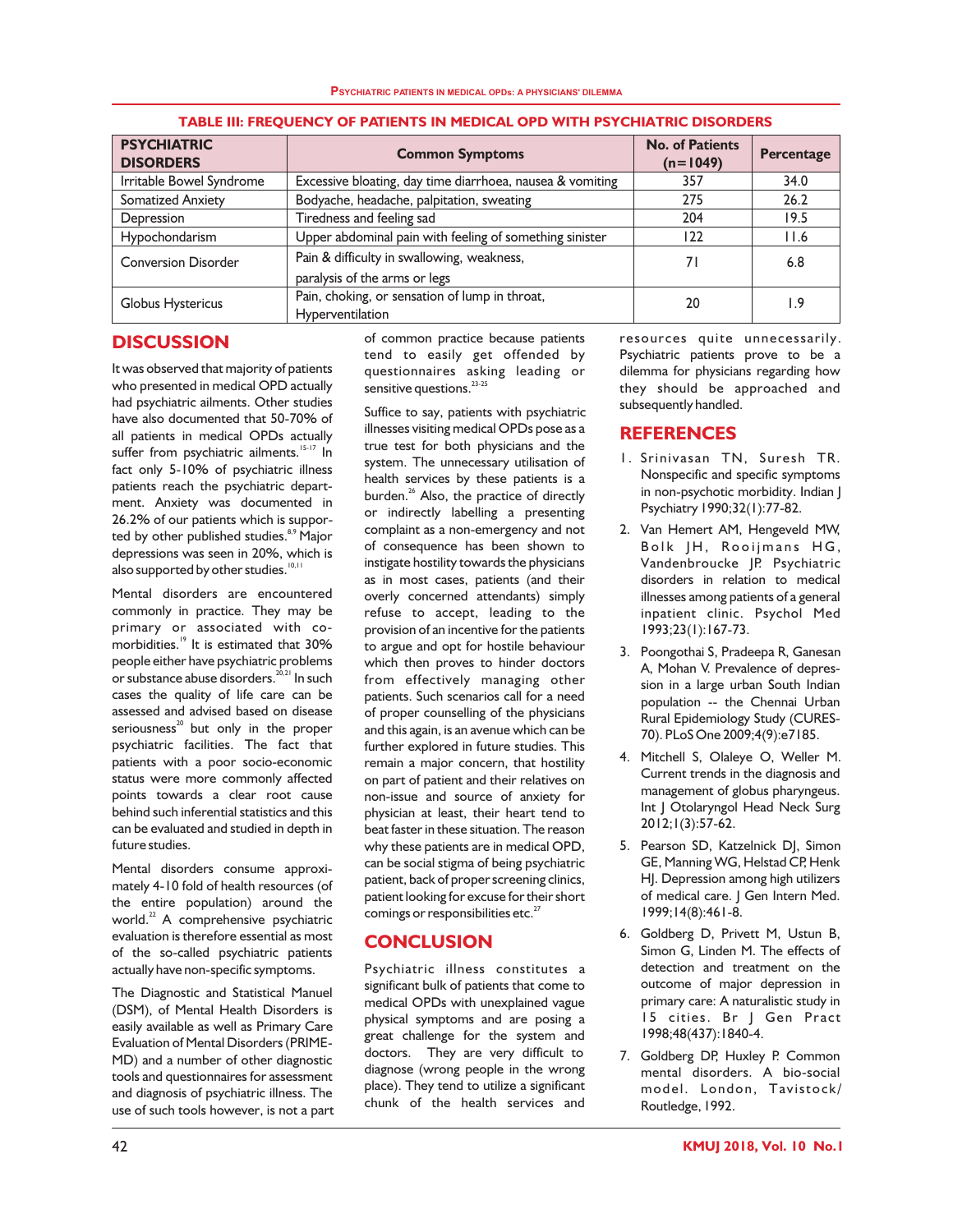**TABLE III: FREQUENCY OF PATIENTS IN MEDICAL OPD WITH PSYCHIATRIC DISORDERS**

| PSYCHIATRIC DISORDERS | Common Symptoms | No. of Patients (n=1049) | Percentage |
|---|---|---|---|
| Irritable Bowel Syndrome | Excessive bloating, day time diarrhoea, nausea & vomiting | 357 | 34.0 |
| Somatized Anxiety | Bodyache, headache, palpitation, sweating | 275 | 26.2 |
| Depression | Tiredness and feeling sad | 204 | 19.5 |
| Hypochondarism | Upper abdominal pain with feeling of something sinister | 122 | 11.6 |
| Conversion Disorder | Pain & difficulty in swallowing, weakness, paralysis of the arms or legs | 71 | 6.8 |
| Globus Hystericus | Pain, choking, or sensation of lump in throat, Hyperventilation | 20 | 1.9 |

## DISCUSSION

It was observed that majority of patients who presented in medical OPD actually had psychiatric ailments. Other studies have also documented that 50-70% of all patients in medical OPDs actually suffer from psychiatric ailments.[15-17] In fact only 5-10% of psychiatric illness patients reach the psychiatric department. Anxiety was documented in 26.2% of our patients which is supported by other published studies.[8,9] Major depressions was seen in 20%, which is also supported by other studies.[10,11]

Mental disorders are encountered commonly in practice. They may be primary or associated with co-morbidities.[19] It is estimated that 30% people either have psychiatric problems or substance abuse disorders.[20,21] In such cases the quality of life care can be assessed and advised based on disease seriousness[20] but only in the proper psychiatric facilities. The fact that patients with a poor socio-economic status were more commonly affected points towards a clear root cause behind such inferential statistics and this can be evaluated and studied in depth in future studies.

Mental disorders consume approximately 4-10 fold of health resources (of the entire population) around the world.[22] A comprehensive psychiatric evaluation is therefore essential as most of the so-called psychiatric patients actually have non-specific symptoms.

The Diagnostic and Statistical Manuel (DSM), of Mental Health Disorders is easily available as well as Primary Care Evaluation of Mental Disorders (PRIME-MD) and a number of other diagnostic tools and questionnaires for assessment and diagnosis of psychiatric illness. The use of such tools however, is not a part of common practice because patients tend to easily get offended by questionnaires asking leading or sensitive questions.[23-25]

Suffice to say, patients with psychiatric illnesses visiting medical OPDs pose as a true test for both physicians and the system. The unnecessary utilisation of health services by these patients is a burden.[26] Also, the practice of directly or indirectly labelling a presenting complaint as a non-emergency and not of consequence has been shown to instigate hostility towards the physicians as in most cases, patients (and their overly concerned attendants) simply refuse to accept, leading to the provision of an incentive for the patients to argue and opt for hostile behaviour which then proves to hinder doctors from effectively managing other patients. Such scenarios call for a need of proper counselling of the physicians and this again, is an avenue which can be further explored in future studies. This remain a major concern, that hostility on part of patient and their relatives on non-issue and source of anxiety for physician at least, their heart tend to beat faster in these situation. The reason why these patients are in medical OPD, can be social stigma of being psychiatric patient, back of proper screening clinics, patient looking for excuse for their short comings or responsibilities etc.[27]

## CONCLUSION

Psychiatric illness constitutes a significant bulk of patients that come to medical OPDs with unexplained vague physical symptoms and are posing a great challenge for the system and doctors. They are very difficult to diagnose (wrong people in the wrong place). They tend to utilize a significant chunk of the health services and resources quite unnecessarily. Psychiatric patients prove to be a dilemma for physicians regarding how they should be approached and subsequently handled.

## REFERENCES

1. Srinivasan TN, Suresh TR. Nonspecific and specific symptoms in non-psychotic morbidity. Indian J Psychiatry 1990;32(1):77-82.
2. Van Hemert AM, Hengeveld MW, Bolk JH, Rooijmans HG, Vandenbroucke JP. Psychiatric disorders in relation to medical illnesses among patients of a general inpatient clinic. Psychol Med 1993;23(1):167-73.
3. Poongothai S, Pradeepa R, Ganesan A, Mohan V. Prevalence of depression in a large urban South Indian population -- the Chennai Urban Rural Epidemiology Study (CURES-70). PLoS One 2009;4(9):e7185.
4. Mitchell S, Olaleye O, Weller M. Current trends in the diagnosis and management of globus pharyngeus. Int J Otolaryngol Head Neck Surg 2012;1(3):57-62.
5. Pearson SD, Katzelnick DJ, Simon GE, Manning WG, Helstad CP, Henk HJ. Depression among high utilizers of medical care. J Gen Intern Med. 1999;14(8):461-8.
6. Goldberg D, Privett M, Ustun B, Simon G, Linden M. The effects of detection and treatment on the outcome of major depression in primary care: A naturalistic study in 15 cities. Br J Gen Pract 1998;48(437):1840-4.
7. Goldberg DP, Huxley P. Common mental disorders. A bio-social model. London, Tavistock/ Routledge, 1992.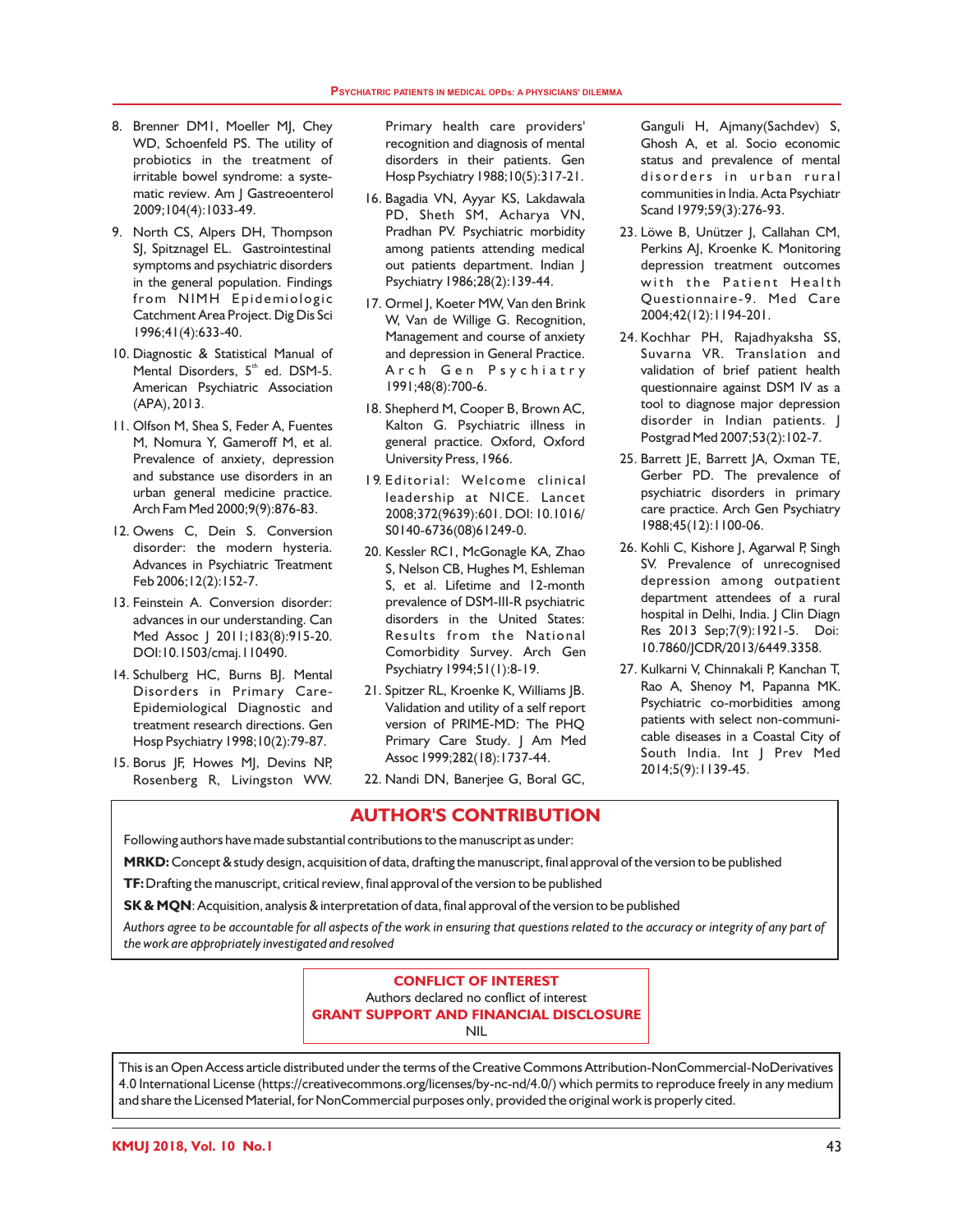8. Brenner DM1, Moeller MJ, Chey WD, Schoenfeld PS. The utility of probiotics in the treatment of irritable bowel syndrome: a systematic review. Am J Gastroenterol 2009;104(4):1033-49.
9. North CS, Alpers DH, Thompson SJ, Spitznagel EL. Gastrointestinal symptoms and psychiatric disorders in the general population. Findings from NIMH Epidemiologic Catchment Area Project. Dig Dis Sci 1996;41(4):633-40.
10. Diagnostic & Statistical Manual of Mental Disorders, 5th ed. DSM-5. American Psychiatric Association (APA), 2013.
11. Olfson M, Shea S, Feder A, Fuentes M, Nomura Y, Gameroff M, et al. Prevalence of anxiety, depression and substance use disorders in an urban general medicine practice. Arch Fam Med 2000;9(9):876-83.
12. Owens C, Dein S. Conversion disorder: the modern hysteria. Advances in Psychiatric Treatment Feb 2006;12(2):152-7.
13. Feinstein A. Conversion disorder: advances in our understanding. Can Med Assoc J 2011;183(8):915-20. DOI:10.1503/cmaj.110490.
14. Schulberg HC, Burns BJ. Mental Disorders in Primary Care-Epidemiological Diagnostic and treatment research directions. Gen Hosp Psychiatry 1998;10(2):79-87.
15. Borus JF, Howes MJ, Devins NP, Rosenberg R, Livingston WW. Primary health care providers' recognition and diagnosis of mental disorders in their patients. Gen Hosp Psychiatry 1988;10(5):317-21.
16. Bagadia VN, Ayyar KS, Lakdawala PD, Sheth SM, Acharya VN, Pradhan PV. Psychiatric morbidity among patients attending medical out patients department. Indian J Psychiatry 1986;28(2):139-44.
17. Ormel J, Koeter MW, Van den Brink W, Van de Willige G. Recognition, Management and course of anxiety and depression in General Practice. Arch Gen Psychiatry 1991;48(8):700-6.
18. Shepherd M, Cooper B, Brown AC, Kalton G. Psychiatric illness in general practice. Oxford, Oxford University Press, 1966.
19. Editorial: Welcome clinical leadership at NICE. Lancet 2008;372(9639):601. DOI: 10.1016/S0140-6736(08)61249-0.
20. Kessler RC1, McGonagle KA, Zhao S, Nelson CB, Hughes M, Eshleman S, et al. Lifetime and 12-month prevalence of DSM-III-R psychiatric disorders in the United States: Results from the National Comorbidity Survey. Arch Gen Psychiatry 1994;51(1):8-19.
21. Spitzer RL, Kroenke K, Williams JB. Validation and utility of a self report version of PRIME-MD: The PHQ Primary Care Study. J Am Med Assoc 1999;282(18):1737-44.
22. Nandi DN, Banerjee G, Boral GC, Ganguli H, Ajmany(Sachdev) S, Ghosh A, et al. Socio economic status and prevalence of mental disorders in urban rural communities in India. Acta Psychiatr Scand 1979;59(3):276-93.
23. Löwe B, Unützer J, Callahan CM, Perkins AJ, Kroenke K. Monitoring depression treatment outcomes with the Patient Health Questionnaire-9. Med Care 2004;42(12):1194-201.
24. Kochhar PH, Rajadhyaksha SS, Suvarna VR. Translation and validation of brief patient health questionnaire against DSM IV as a tool to diagnose major depression disorder in Indian patients. J Postgrad Med 2007;53(2):102-7.
25. Barrett JE, Barrett JA, Oxman TE, Gerber PD. The prevalence of psychiatric disorders in primary care practice. Arch Gen Psychiatry 1988;45(12):1100-06.
26. Kohli C, Kishore J, Agarwal P, Singh SV. Prevalence of unrecognised depression among outpatient department attendees of a rural hospital in Delhi, India. J Clin Diagn Res 2013 Sep;7(9):1921-5. Doi: 10.7860/JCDR/2013/6449.3358.
27. Kulkarni V, Chinnakali P, Kanchan T, Rao A, Shenoy M, Papanna MK. Psychiatric co-morbidities among patients with select non-communicable diseases in a Coastal City of South India. Int J Prev Med 2014;5(9):1139-45.

## AUTHOR'S CONTRIBUTION

Following authors have made substantial contributions to the manuscript as under:

**MRKD:** Concept & study design, acquisition of data, drafting the manuscript, final approval of the version to be published

**TF:** Drafting the manuscript, critical review, final approval of the version to be published

**SK & MQN**: Acquisition, analysis & interpretation of data, final approval of the version to be published

*Authors agree to be accountable for all aspects of the work in ensuring that questions related to the accuracy or integrity of any part of the work are appropriately investigated and resolved*

### CONFLICT OF INTEREST

Authors declared no conflict of interest

### GRANT SUPPORT AND FINANCIAL DISCLOSURE

NIL

This is an Open Access article distributed under the terms of the Creative Commons Attribution-NonCommercial-NoDerivatives 4.0 International License (https://creativecommons.org/licenses/by-nc-nd/4.0/) which permits to reproduce freely in any medium and share the Licensed Material, for NonCommercial purposes only, provided the original work is properly cited.